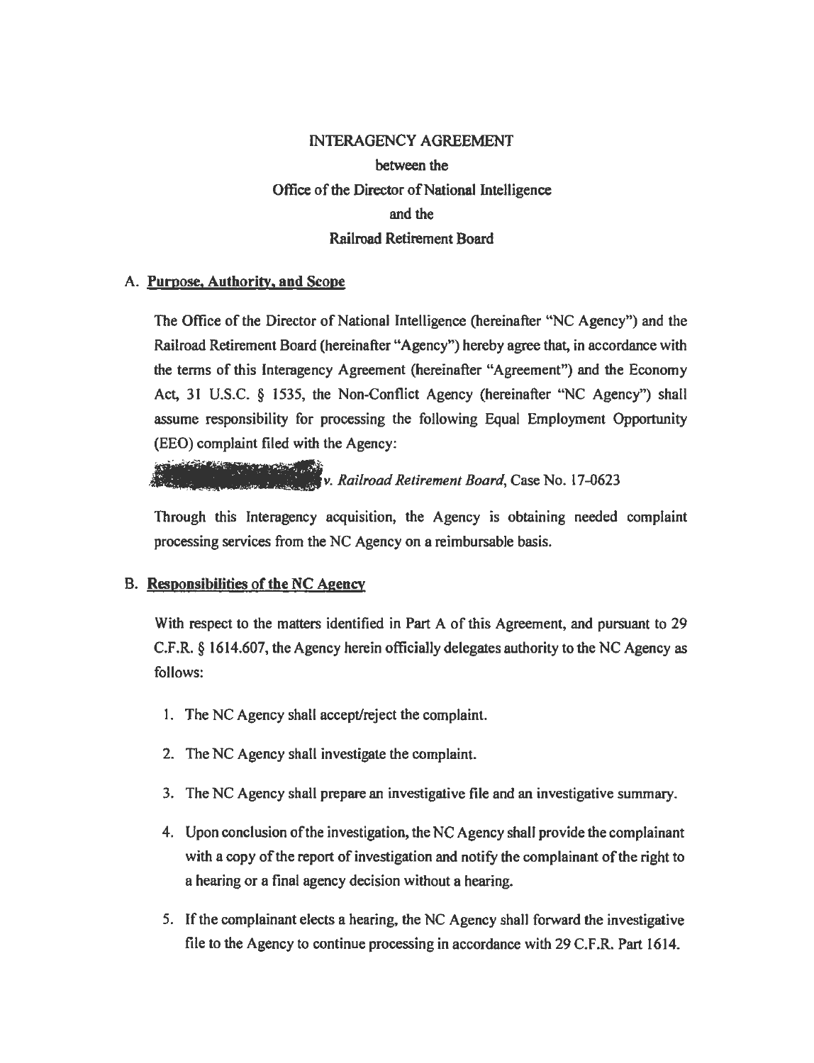INTERAGENCY AGREEMENT
between the
Office of the Director of National Intelligence
and the
Railroad Retirement Board

A. **Purpose, Authority, and Scope**

The Office of the Director of National Intelligence (hereinafter "NC Agency") and the Railroad Retirement Board (hereinafter "Agency") hereby agree that, in accordance with the terms of this Interagency Agreement (hereinafter "Agreement") and the Economy Act, 31 U.S.C. § 1535, the Non-Conflict Agency (hereinafter "NC Agency") shall assume responsibility for processing the following Equal Employment Opportunity (EEO) complaint filed with the Agency:

[REDACTED] *v. Railroad Retirement Board*, Case No. 17-0623

Through this Interagency acquisition, the Agency is obtaining needed complaint processing services from the NC Agency on a reimbursable basis.

B. **Responsibilities of the NC Agency**

With respect to the matters identified in Part A of this Agreement, and pursuant to 29 C.F.R. § 1614.607, the Agency herein officially delegates authority to the NC Agency as follows:

1. The NC Agency shall accept/reject the complaint.
2. The NC Agency shall investigate the complaint.
3. The NC Agency shall prepare an investigative file and an investigative summary.
4. Upon conclusion of the investigation, the NC Agency shall provide the complainant with a copy of the report of investigation and notify the complainant of the right to a hearing or a final agency decision without a hearing.
5. If the complainant elects a hearing, the NC Agency shall forward the investigative file to the Agency to continue processing in accordance with 29 C.F.R. Part 1614.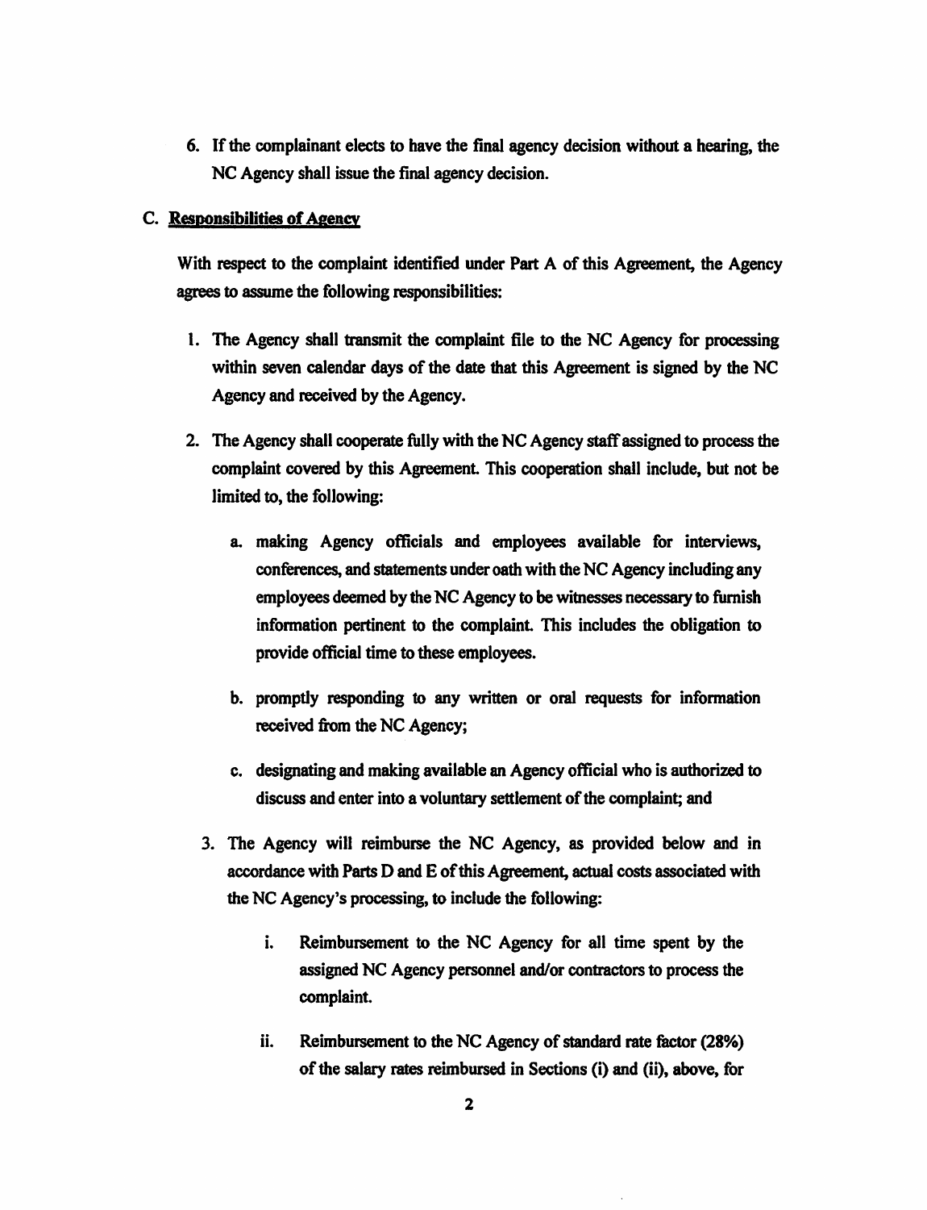6. If the complainant elects to have the final agency decision without a hearing, the NC Agency shall issue the final agency decision.

## C. Responsibilities of Agency

With respect to the complaint identified under Part A of this Agreement, the Agency agrees to assume the following responsibilities:

1. The Agency shall transmit the complaint file to the NC Agency for processing within seven calendar days of the date that this Agreement is signed by the NC Agency and received by the Agency.

2. The Agency shall cooperate fully with the NC Agency staff assigned to process the complaint covered by this Agreement. This cooperation shall include, but not be limited to, the following:

   a. making Agency officials and employees available for interviews, conferences, and statements under oath with the NC Agency including any employees deemed by the NC Agency to be witnesses necessary to furnish information pertinent to the complaint. This includes the obligation to provide official time to these employees.

   b. promptly responding to any written or oral requests for information received from the NC Agency;

   c. designating and making available an Agency official who is authorized to discuss and enter into a voluntary settlement of the complaint; and

3. The Agency will reimburse the NC Agency, as provided below and in accordance with Parts D and E of this Agreement, actual costs associated with the NC Agency's processing, to include the following:

   i. Reimbursement to the NC Agency for all time spent by the assigned NC Agency personnel and/or contractors to process the complaint.

   ii. Reimbursement to the NC Agency of standard rate factor (28%) of the salary rates reimbursed in Sections (i) and (ii), above, for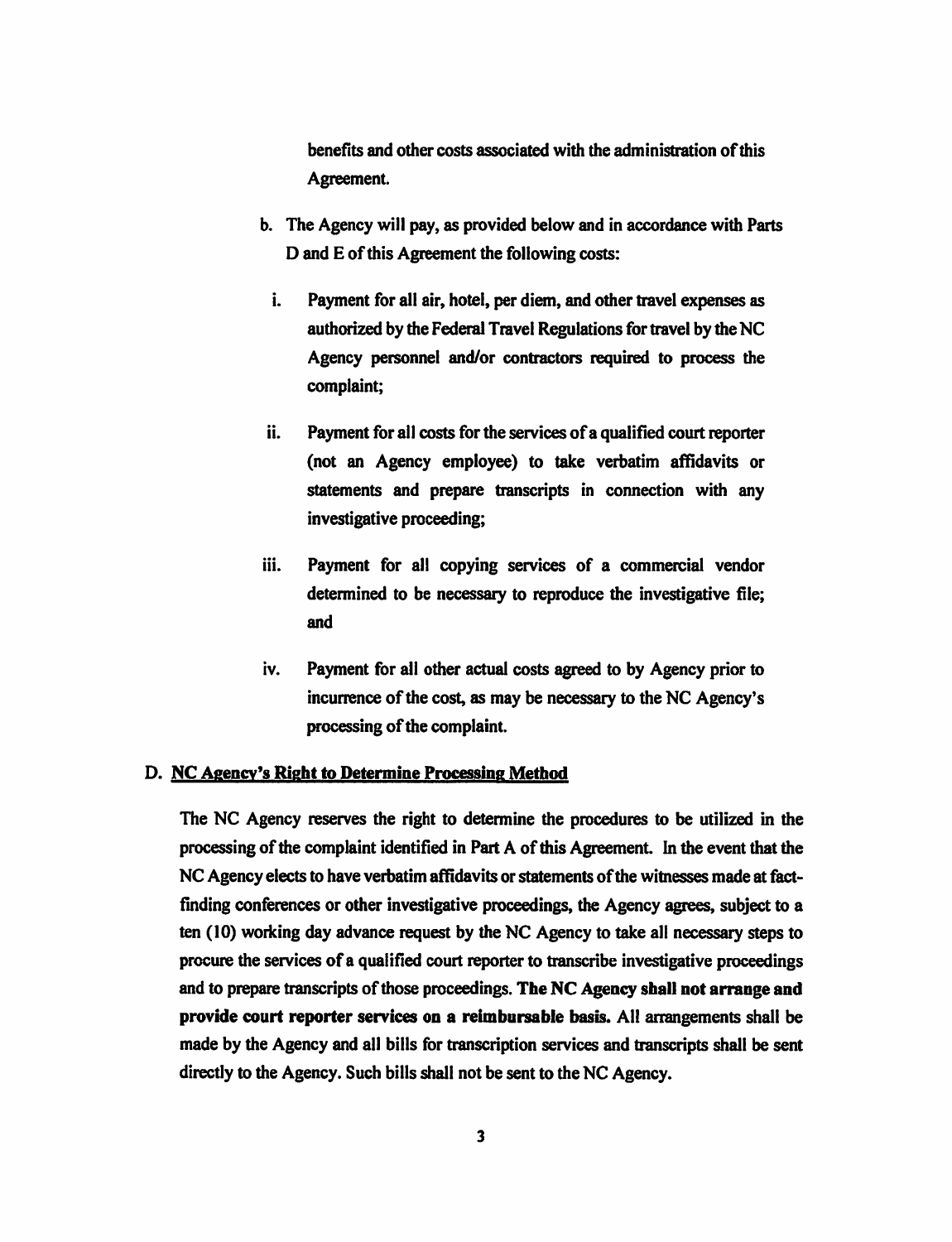benefits and other costs associated with the administration of this Agreement.

b. The Agency will pay, as provided below and in accordance with Parts D and E of this Agreement the following costs:

   i. Payment for all air, hotel, per diem, and other travel expenses as authorized by the Federal Travel Regulations for travel by the NC Agency personnel and/or contractors required to process the complaint;

   ii. Payment for all costs for the services of a qualified court reporter (not an Agency employee) to take verbatim affidavits or statements and prepare transcripts in connection with any investigative proceeding;

   iii. Payment for all copying services of a commercial vendor determined to be necessary to reproduce the investigative file; and

   iv. Payment for all other actual costs agreed to by Agency prior to incurrence of the cost, as may be necessary to the NC Agency's processing of the complaint.

## D. <u>NC Agency's Right to Determine Processing Method</u>

The NC Agency reserves the right to determine the procedures to be utilized in the processing of the complaint identified in Part A of this Agreement. In the event that the NC Agency elects to have verbatim affidavits or statements of the witnesses made at fact-finding conferences or other investigative proceedings, the Agency agrees, subject to a ten (10) working day advance request by the NC Agency to take all necessary steps to procure the services of a qualified court reporter to transcribe investigative proceedings and to prepare transcripts of those proceedings. **The NC Agency shall not arrange and provide court reporter services on a reimbursable basis.** All arrangements shall be made by the Agency and all bills for transcription services and transcripts shall be sent directly to the Agency. Such bills shall not be sent to the NC Agency.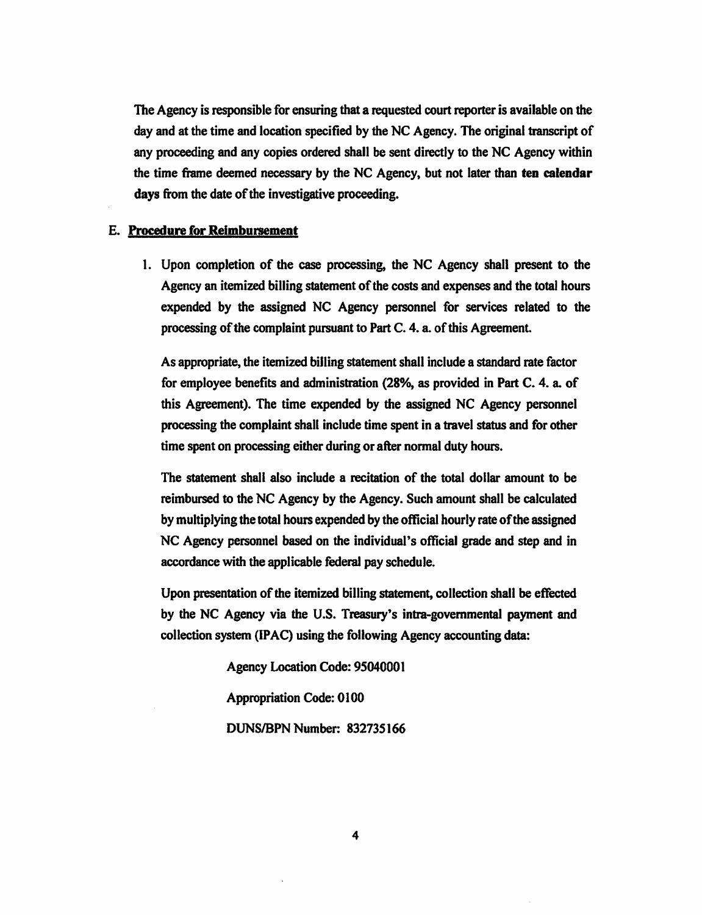The Agency is responsible for ensuring that a requested court reporter is available on the day and at the time and location specified by the NC Agency. The original transcript of any proceeding and any copies ordered shall be sent directly to the NC Agency within the time frame deemed necessary by the NC Agency, but not later than **ten calendar days** from the date of the investigative proceeding.

## E. Procedure for Reimbursement

1. Upon completion of the case processing, the NC Agency shall present to the Agency an itemized billing statement of the costs and expenses and the total hours expended by the assigned NC Agency personnel for services related to the processing of the complaint pursuant to Part C. 4. a. of this Agreement.

   As appropriate, the itemized billing statement shall include a standard rate factor for employee benefits and administration (28%, as provided in Part C. 4. a. of this Agreement). The time expended by the assigned NC Agency personnel processing the complaint shall include time spent in a travel status and for other time spent on processing either during or after normal duty hours.

   The statement shall also include a recitation of the total dollar amount to be reimbursed to the NC Agency by the Agency. Such amount shall be calculated by multiplying the total hours expended by the official hourly rate of the assigned NC Agency personnel based on the individual's official grade and step and in accordance with the applicable federal pay schedule.

   Upon presentation of the itemized billing statement, collection shall be effected by the NC Agency via the U.S. Treasury's intra-governmental payment and collection system (IPAC) using the following Agency accounting data:

   Agency Location Code: 95040001

   Appropriation Code: 0100

   DUNS/BPN Number: 832735166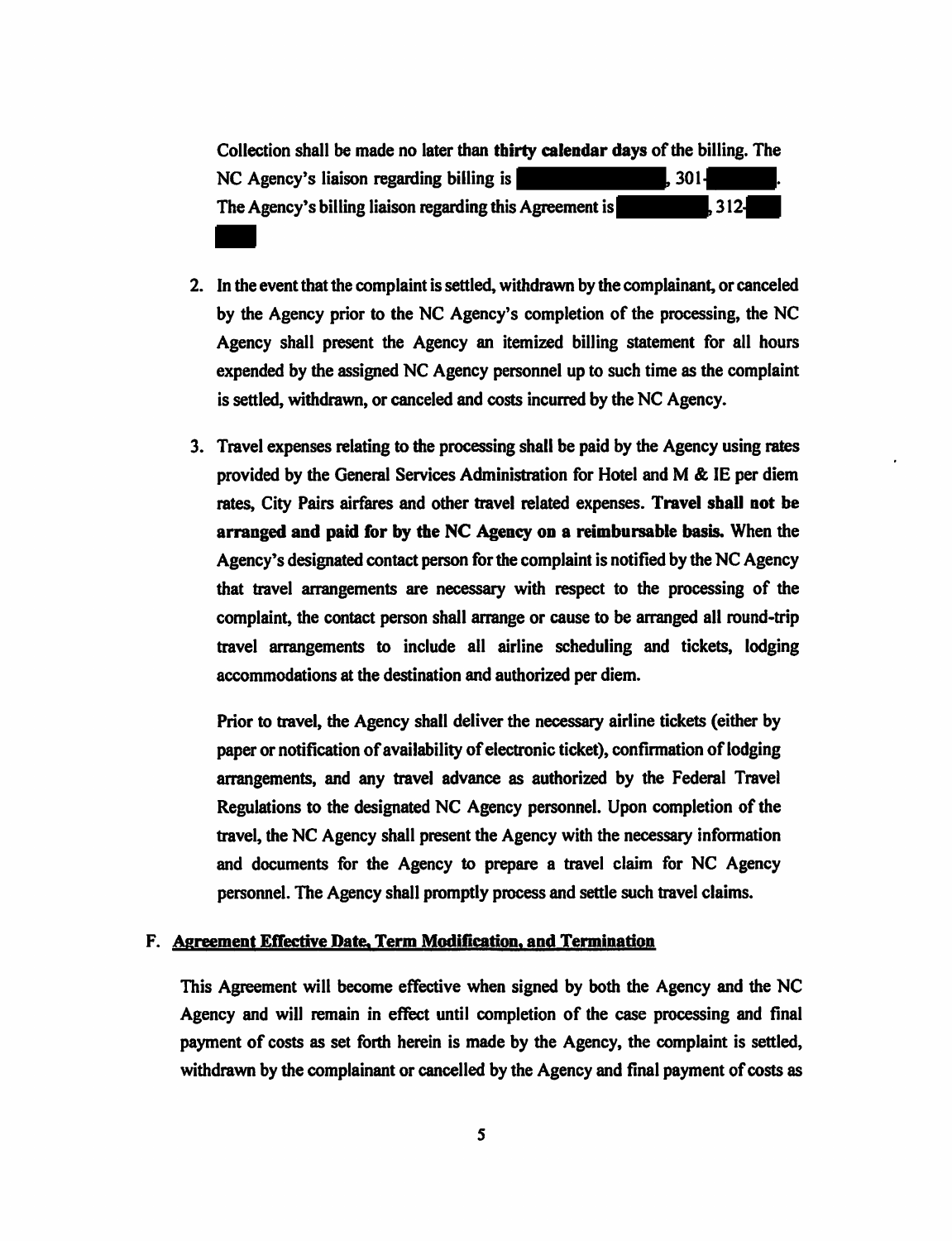Collection shall be made no later than **thirty calendar days** of the billing. The NC Agency's liaison regarding billing is [REDACTED], 301-[REDACTED]. The Agency's billing liaison regarding this Agreement is [REDACTED], 312-[REDACTED]

2. In the event that the complaint is settled, withdrawn by the complainant, or canceled by the Agency prior to the NC Agency's completion of the processing, the NC Agency shall present the Agency an itemized billing statement for all hours expended by the assigned NC Agency personnel up to such time as the complaint is settled, withdrawn, or canceled and costs incurred by the NC Agency.

3. Travel expenses relating to the processing shall be paid by the Agency using rates provided by the General Services Administration for Hotel and M & IE per diem rates, City Pairs airfares and other travel related expenses. **Travel shall not be arranged and paid for by the NC Agency on a reimbursable basis.** When the Agency's designated contact person for the complaint is notified by the NC Agency that travel arrangements are necessary with respect to the processing of the complaint, the contact person shall arrange or cause to be arranged all round-trip travel arrangements to include all airline scheduling and tickets, lodging accommodations at the destination and authorized per diem.

   Prior to travel, the Agency shall deliver the necessary airline tickets (either by paper or notification of availability of electronic ticket), confirmation of lodging arrangements, and any travel advance as authorized by the Federal Travel Regulations to the designated NC Agency personnel. Upon completion of the travel, the NC Agency shall present the Agency with the necessary information and documents for the Agency to prepare a travel claim for NC Agency personnel. The Agency shall promptly process and settle such travel claims.

## F. Agreement Effective Date, Term Modification, and Termination

This Agreement will become effective when signed by both the Agency and the NC Agency and will remain in effect until completion of the case processing and final payment of costs as set forth herein is made by the Agency, the complaint is settled, withdrawn by the complainant or cancelled by the Agency and final payment of costs as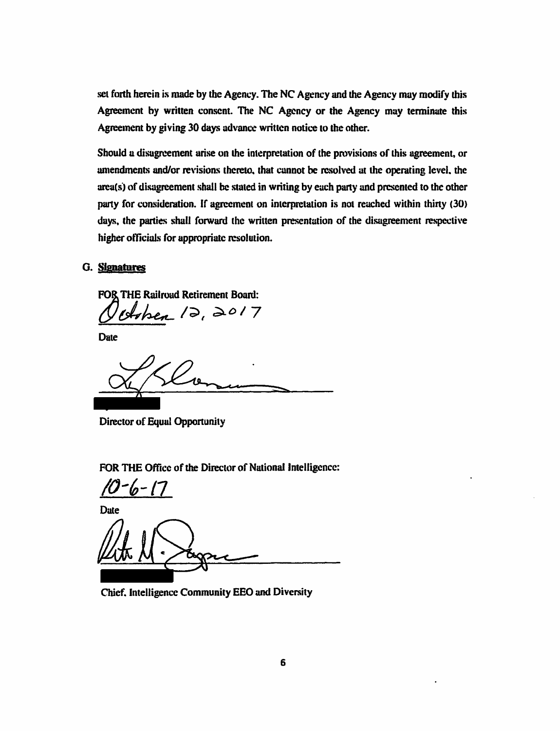set forth herein is made by the Agency. The NC Agency and the Agency may modify this Agreement by written consent. The NC Agency or the Agency may terminate this Agreement by giving 30 days advance written notice to the other.

Should a disagreement arise on the interpretation of the provisions of this agreement, or amendments and/or revisions thereto, that cannot be resolved at the operating level, the area(s) of disagreement shall be stated in writing by each party and presented to the other party for consideration. If agreement on interpretation is not reached within thirty (30) days, the parties shall forward the written presentation of the disagreement respective higher officials for appropriate resolution.

## G. Signatures

FOR THE Railroad Retirement Board:

October 12, 2017

Date

Director of Equal Opportunity

FOR THE Office of the Director of National Intelligence:

10-6-17

Date

Chief, Intelligence Community EEO and Diversity